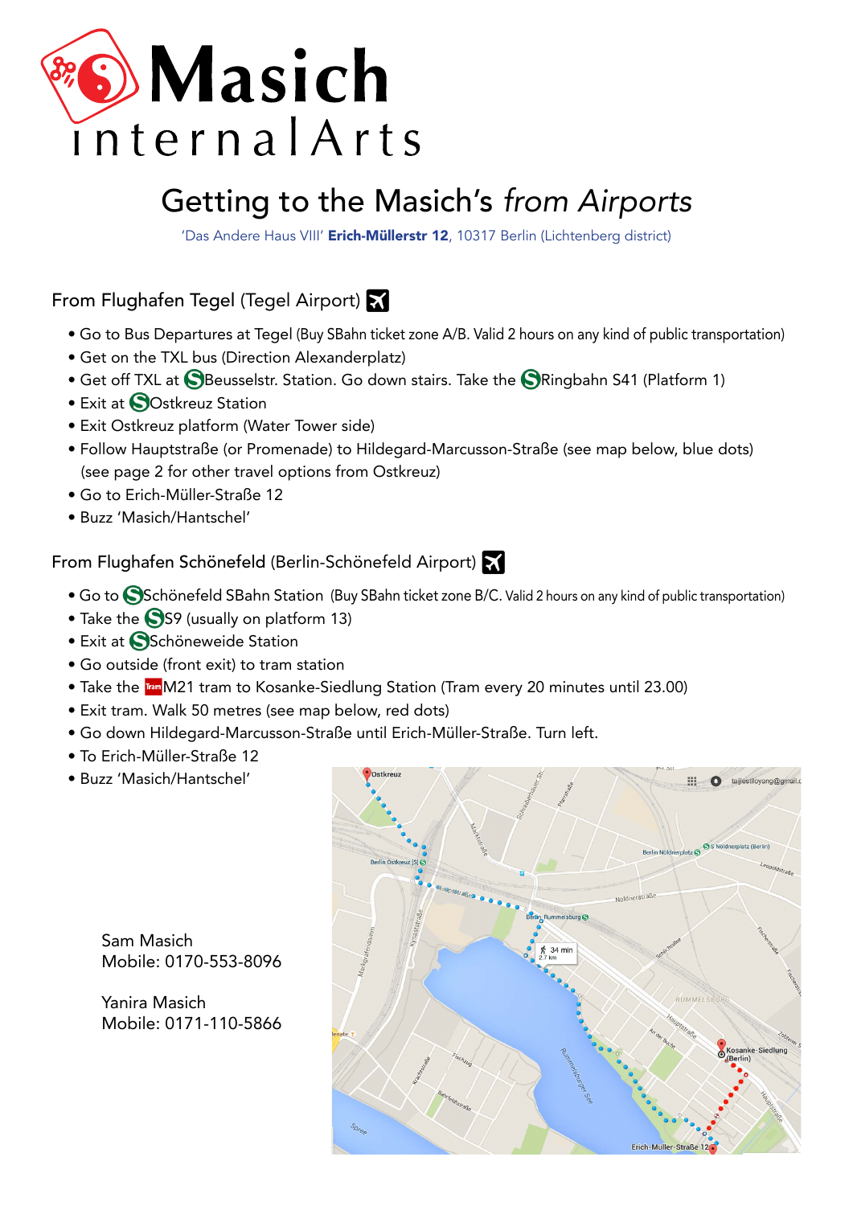# Masich
internalArts

## Getting to the Masich's *from Airports*

'Das Andere Haus VIII' **Erich-Müllerstr 12**, 10317 Berlin (Lichtenberg district)

### From Flughafen Tegel (Tegel Airport)

- Go to Bus Departures at Tegel (Buy SBahn ticket zone A/B. Valid 2 hours on any kind of public transportation)
- Get on the TXL bus (Direction Alexanderplatz)
- Get off TXL at S Beusselstr. Station. Go down stairs. Take the S Ringbahn S41 (Platform 1)
- Exit at S Ostkreuz Station
- Exit Ostkreuz platform (Water Tower side)
- Follow Hauptstraße (or Promenade) to Hildegard-Marcusson-Straße (see map below, blue dots) (see page 2 for other travel options from Ostkreuz)
- Go to Erich-Müller-Straße 12
- Buzz 'Masich/Hantschel'

### From Flughafen Schönefeld (Berlin-Schönefeld Airport)

- Go to S Schönefeld SBahn Station (Buy SBahn ticket zone B/C. Valid 2 hours on any kind of public transportation)
- Take the S S9 (usually on platform 13)
- Exit at S Schöneweide Station
- Go outside (front exit) to tram station
- Take the Tram M21 tram to Kosanke-Siedlung Station (Tram every 20 minutes until 23.00)
- Exit tram. Walk 50 metres (see map below, red dots)
- Go down Hildegard-Marcusson-Straße until Erich-Müller-Straße. Turn left.
- To Erich-Müller-Straße 12
- Buzz 'Masich/Hantschel'

Sam Masich
Mobile: 0170-553-8096

Yanira Masich
Mobile: 0171-110-5866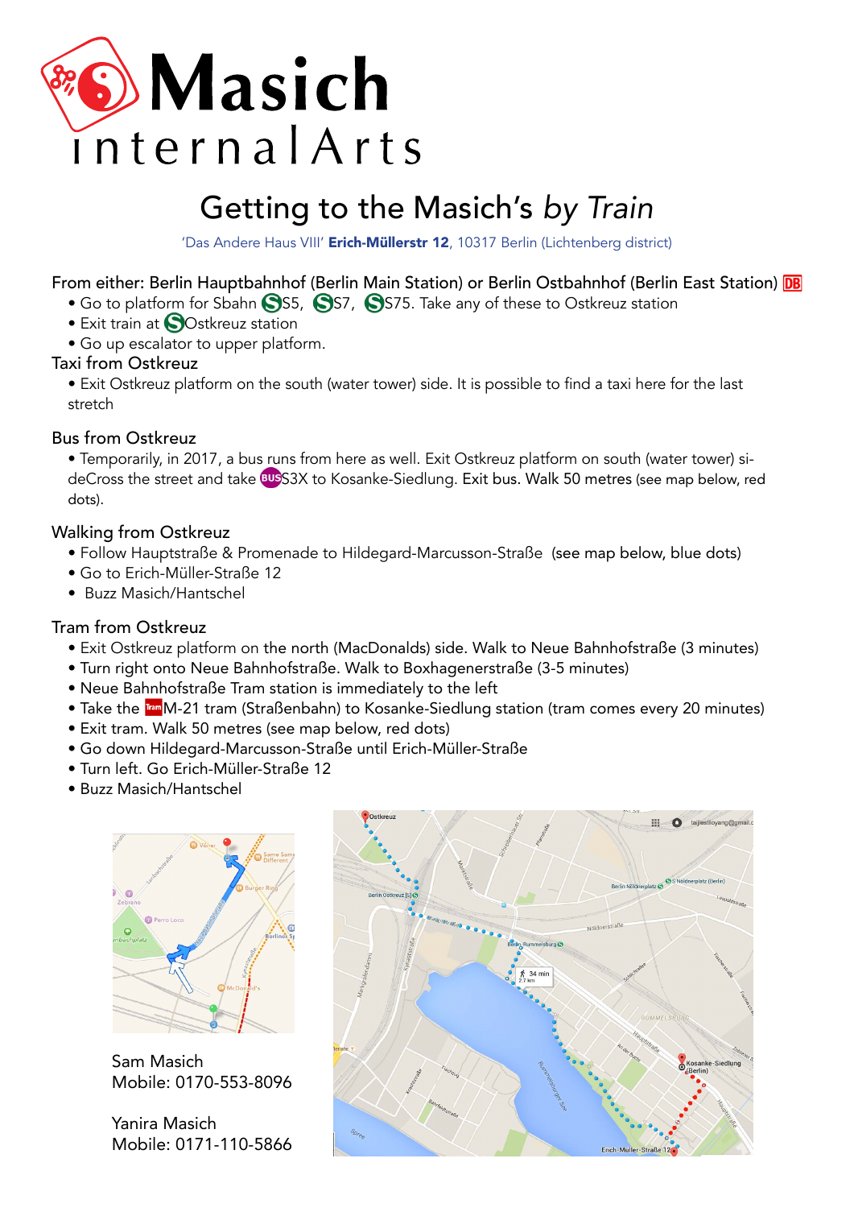# Masich internalArts

## Getting to the Masich's *by Train*

'Das Andere Haus VIII' **Erich-Müllerstr 12**, 10317 Berlin (Lichtenberg district)

From either: Berlin Hauptbahnhof (Berlin Main Station) or Berlin Ostbahnhof (Berlin East Station) DB

- Go to platform for Sbahn S5, S7, S75. Take any of these to Ostkreuz station
- Exit train at Ostkreuz station
- Go up escalator to upper platform.

### Taxi from Ostkreuz

- Exit Ostkreuz platform on the south (water tower) side. It is possible to find a taxi here for the last stretch

### Bus from Ostkreuz

- Temporarily, in 2017, a bus runs from here as well. Exit Ostkreuz platform on south (water tower) sideCross the street and take BUS S3X to Kosanke-Siedlung. Exit bus. Walk 50 metres (see map below, red dots).

### Walking from Ostkreuz

- Follow Hauptstraße & Promenade to Hildegard-Marcusson-Straße (see map below, blue dots)
- Go to Erich-Müller-Straße 12
- Buzz Masich/Hantschel

### Tram from Ostkreuz

- Exit Ostkreuz platform on the north (MacDonalds) side. Walk to Neue Bahnhofstraße (3 minutes)
- Turn right onto Neue Bahnhofstraße. Walk to Boxhagenerstraße (3-5 minutes)
- Neue Bahnhofstraße Tram station is immediately to the left
- Take the Tram M-21 tram (Straßenbahn) to Kosanke-Siedlung station (tram comes every 20 minutes)
- Exit tram. Walk 50 metres (see map below, red dots)
- Go down Hildegard-Marcusson-Straße until Erich-Müller-Straße
- Turn left. Go Erich-Müller-Straße 12
- Buzz Masich/Hantschel

Sam Masich
Mobile: 0170-553-8096

Yanira Masich
Mobile: 0171-110-5866